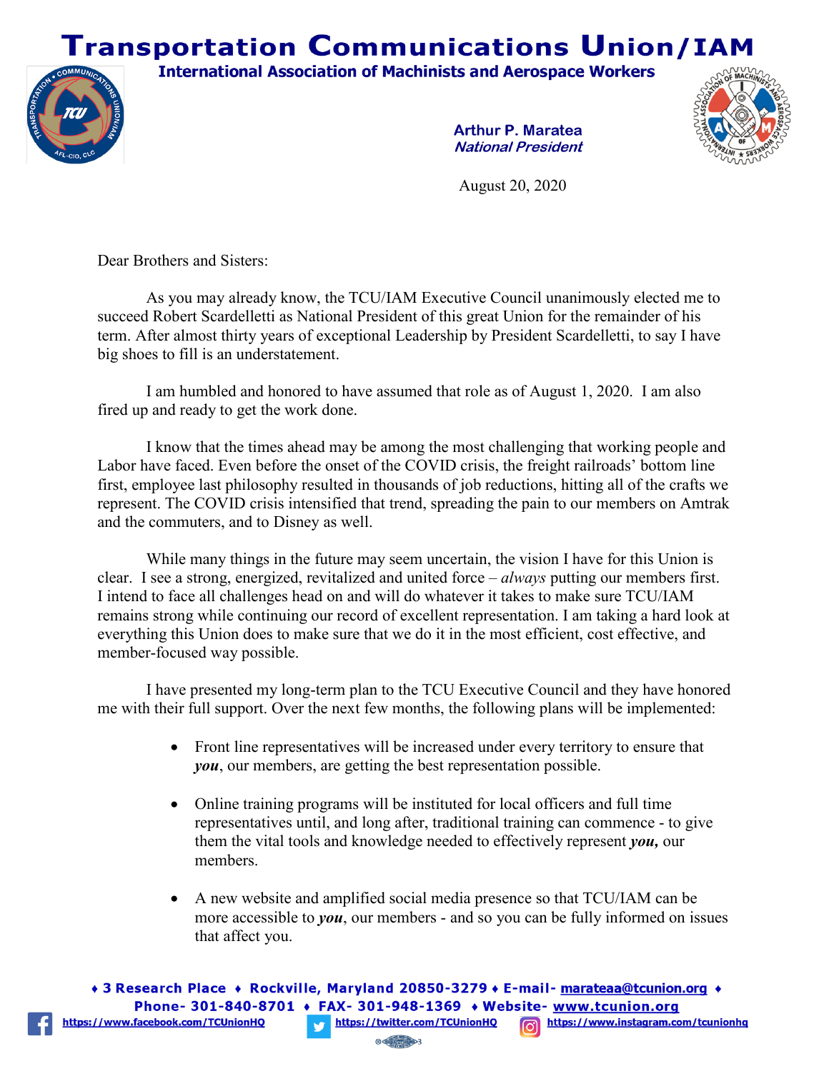# Transportation Communications Union/IAM

**International Association of Machinists and Aerospace Workers**

**Arthur P. Maratea**
***National President***

August 20, 2020

Dear Brothers and Sisters:

As you may already know, the TCU/IAM Executive Council unanimously elected me to succeed Robert Scardelletti as National President of this great Union for the remainder of his term. After almost thirty years of exceptional Leadership by President Scardelletti, to say I have big shoes to fill is an understatement.

I am humbled and honored to have assumed that role as of August 1, 2020. I am also fired up and ready to get the work done.

I know that the times ahead may be among the most challenging that working people and Labor have faced. Even before the onset of the COVID crisis, the freight railroads' bottom line first, employee last philosophy resulted in thousands of job reductions, hitting all of the crafts we represent. The COVID crisis intensified that trend, spreading the pain to our members on Amtrak and the commuters, and to Disney as well.

While many things in the future may seem uncertain, the vision I have for this Union is clear. I see a strong, energized, revitalized and united force – *always* putting our members first. I intend to face all challenges head on and will do whatever it takes to make sure TCU/IAM remains strong while continuing our record of excellent representation. I am taking a hard look at everything this Union does to make sure that we do it in the most efficient, cost effective, and member-focused way possible.

I have presented my long-term plan to the TCU Executive Council and they have honored me with their full support. Over the next few months, the following plans will be implemented:

- Front line representatives will be increased under every territory to ensure that ***you***, our members, are getting the best representation possible.
- Online training programs will be instituted for local officers and full time representatives until, and long after, traditional training can commence - to give them the vital tools and knowledge needed to effectively represent ***you,*** our members.
- A new website and amplified social media presence so that TCU/IAM can be more accessible to ***you***, our members - and so you can be fully informed on issues that affect you.

**♦ 3 Research Place ♦ Rockville, Maryland 20850-3279 ♦ E-mail- marateaa@tcunion.org ♦ Phone- 301-840-8701 ♦ FAX- 301-948-1369 ♦ Website- www.tcunion.org**

**https://www.facebook.com/TCUnionHQ** **https://twitter.com/TCUnionHQ** **https://www.instagram.com/tcunionhq**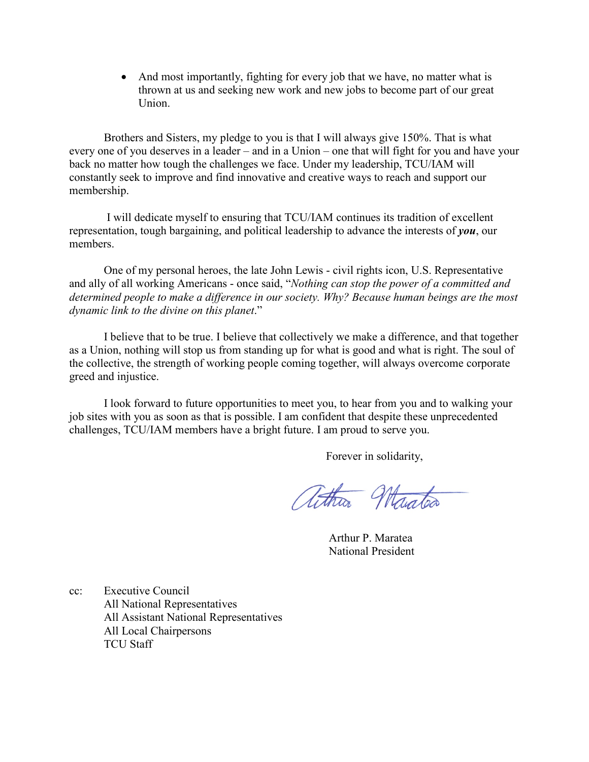- And most importantly, fighting for every job that we have, no matter what is thrown at us and seeking new work and new jobs to become part of our great Union.

Brothers and Sisters, my pledge to you is that I will always give 150%. That is what every one of you deserves in a leader – and in a Union – one that will fight for you and have your back no matter how tough the challenges we face. Under my leadership, TCU/IAM will constantly seek to improve and find innovative and creative ways to reach and support our membership.

I will dedicate myself to ensuring that TCU/IAM continues its tradition of excellent representation, tough bargaining, and political leadership to advance the interests of ***you***, our members.

One of my personal heroes, the late John Lewis - civil rights icon, U.S. Representative and ally of all working Americans - once said, "*Nothing can stop the power of a committed and determined people to make a difference in our society. Why? Because human beings are the most dynamic link to the divine on this planet*."

I believe that to be true. I believe that collectively we make a difference, and that together as a Union, nothing will stop us from standing up for what is good and what is right. The soul of the collective, the strength of working people coming together, will always overcome corporate greed and injustice.

I look forward to future opportunities to meet you, to hear from you and to walking your job sites with you as soon as that is possible. I am confident that despite these unprecedented challenges, TCU/IAM members have a bright future. I am proud to serve you.

Forever in solidarity,

Arthur Maratea

Arthur P. Maratea
National President

cc: Executive Council
All National Representatives
All Assistant National Representatives
All Local Chairpersons
TCU Staff